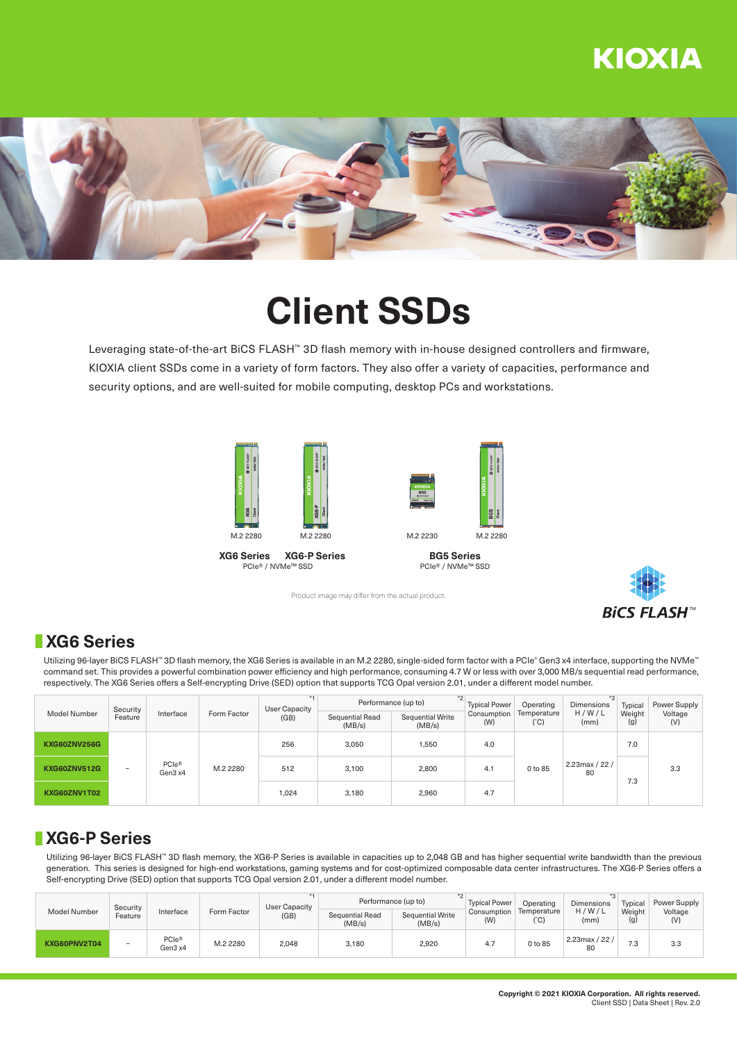KIOXIA

# Client SSDs

Leveraging state-of-the-art BiCS FLASH™ 3D flash memory with in-house designed controllers and firmware, KIOXIA client SSDs come in a variety of form factors. They also offer a variety of capacities, performance and security options, and are well-suited for mobile computing, desktop PCs and workstations.

M.2 2280 M.2 2280 M.2 2230 M.2 2280

**XG6 Series** **XG6-P Series**
PCIe® / NVMe™ SSD

**BG5 Series**
PCIe® / NVMe™ SSD

Product image may differ from the actual product.

BiCS FLASH™

## XG6 Series

Utilizing 96-layer BiCS FLASH™ 3D flash memory, the XG6 Series is available in an M.2 2280, single-sided form factor with a PCIe® Gen3 x4 interface, supporting the NVMe™ command set. This provides a powerful combination power efficiency and high performance, consuming 4.7 W or less with over 3,000 MB/s sequential read performance, respectively. The XG6 Series offers a Self-encrypting Drive (SED) option that supports TCG Opal version 2.01, under a different model number.

| Model Number | Security Feature | Interface | Form Factor | User Capacity (GB) *1 | Performance (up to) *2 | | Typical Power Consumption (W) | Operating Temperature (°C) | Dimensions H / W / L (mm) *3 | Typical Weight (g) | Power Supply Voltage (V) |
|---|---|---|---|---|---|---|---|---|---|---|---|
| | | | | | Sequential Read (MB/s) | Sequential Write (MB/s) | | | | | |
| KXG60ZNV256G | – | PCIe® Gen3 x4 | M.2 2280 | 256 | 3,050 | 1,550 | 4.0 | 0 to 85 | 2.23max / 22 / 80 | 7.0 | 3.3 |
| KXG60ZNV512G | | | | 512 | 3,100 | 2,800 | 4.1 | | | 7.3 | |
| KXG60ZNV1T02 | | | | 1,024 | 3,180 | 2,960 | 4.7 | | | | |

## XG6-P Series

Utilizing 96-layer BiCS FLASH™ 3D flash memory, the XG6-P Series is available in capacities up to 2,048 GB and has higher sequential write bandwidth than the previous generation. This series is designed for high-end workstations, gaming systems and for cost-optimized composable data center infrastructures. The XG6-P Series offers a Self-encrypting Drive (SED) option that supports TCG Opal version 2.01, under a different model number.

| Model Number | Security Feature | Interface | Form Factor | User Capacity (GB) *1 | Performance (up to) *2 | | Typical Power Consumption (W) | Operating Temperature (°C) | Dimensions H / W / L (mm) *3 | Typical Weight (g) | Power Supply Voltage (V) |
|---|---|---|---|---|---|---|---|---|---|---|---|
| | | | | | Sequential Read (MB/s) | Sequential Write (MB/s) | | | | | |
| KXG60PNV2T04 | – | PCIe® Gen3 x4 | M.2 2280 | 2,048 | 3,180 | 2,920 | 4.7 | 0 to 85 | 2.23max / 22 / 80 | 7.3 | 3.3 |

**Copyright © 2021 KIOXIA Corporation. All rights reserved.**
Client SSD | Data Sheet | Rev. 2.0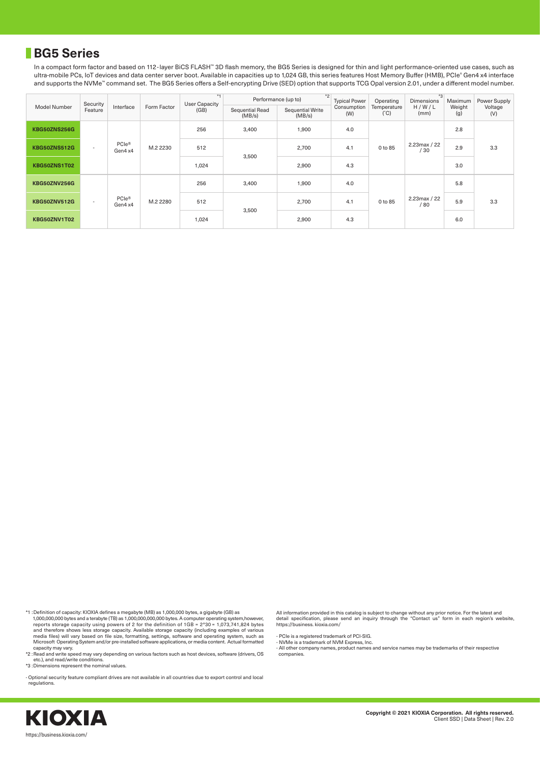## BG5 Series

In a compact form factor and based on 112-layer BiCS FLASH™ 3D flash memory, the BG5 Series is designed for thin and light performance-oriented use cases, such as ultra-mobile PCs, IoT devices and data center server boot. Available in capacities up to 1,024 GB, this series features Host Memory Buffer (HMB), PCIe® Gen4 x4 interface and supports the NVMe™ command set. The BG5 Series offers a Self-encrypting Drive (SED) option that supports TCG Opal version 2.01, under a different model number.

| Model Number | Security Feature | Interface | Form Factor | User Capacity *1 (GB) | Performance (up to) *2 | | Typical Power Consumption (W) | Operating Temperature (°C) | Dimensions *3 H / W / L (mm) | Maximum Weight (g) | Power Supply Voltage (V) |
|---|---|---|---|---|---|---|---|---|---|---|---|
| | | | | | Sequential Read (MB/s) | Sequential Write (MB/s) | | | | | |
| **KBG50ZNS256G** | - | PCIe® Gen4 x4 | M.2 2230 | 256 | 3,400 | 1,900 | 4.0 | 0 to 85 | 2.23max / 22 / 30 | 2.8 | 3.3 |
| **KBG50ZNS512G** | | | | 512 | 3,500 | 2,700 | 4.1 | | | 2.9 | |
| **KBG50ZNS1T02** | | | | 1,024 | | 2,900 | 4.3 | | | 3.0 | |
| **KBG50ZNV256G** | - | PCIe® Gen4 x4 | M.2 2280 | 256 | 3,400 | 1,900 | 4.0 | 0 to 85 | 2.23max / 22 / 80 | 5.8 | 3.3 |
| **KBG50ZNV512G** | | | | 512 | 3,500 | 2,700 | 4.1 | | | 5.9 | |
| **KBG50ZNV1T02** | | | | 1,024 | | 2,900 | 4.3 | | | 6.0 | |

*1 : Definition of capacity: KIOXIA defines a megabyte (MB) as 1,000,000 bytes, a gigabyte (GB) as 1,000,000,000 bytes and a terabyte (TB) as 1,000,000,000,000 bytes. A computer operating system,however, reports storage capacity using powers of 2 for the definition of 1GB = 2^30 = 1,073,741,824 bytes and therefore shows less storage capacity. Available storage capacity (including examples of various media files) will vary based on file size, formatting, settings, software and operating system, such as Microsoft Operating System and/or pre-installed software applications, or media content. Actual formatted capacity may vary.

*2 : Read and write speed may vary depending on various factors such as host devices, software (drivers, OS etc.), and read/write conditions.

*3 : Dimensions represent the nominal values.

- Optional security feature compliant drives are not available in all countries due to export control and local regulations.

All information provided in this catalog is subject to change without any prior notice. For the latest and detail specification, please send an inquiry through the "Contact us" form in each region's website, https://business. kioxia.com/

- PCIe is a registered trademark of PCI-SIG.
- NVMe is a trademark of NVM Express, Inc.
- All other company names, product names and service names may be trademarks of their respective companies.

KIOXIA

https://business.kioxia.com/

**Copyright © 2021 KIOXIA Corporation. All rights reserved.**
Client SSD | Data Sheet | Rev. 2.0